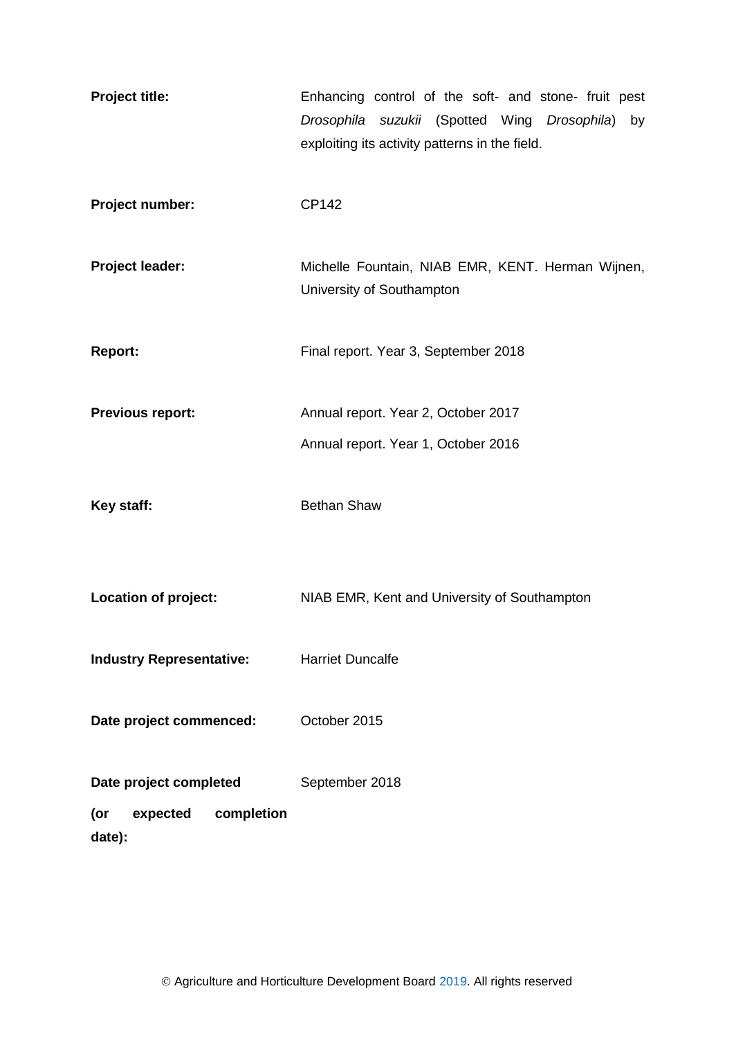| | |
|---|---|
| **Project title:** | Enhancing control of the soft- and stone- fruit pest *Drosophila suzukii* (Spotted Wing *Drosophila*) by exploiting its activity patterns in the field. |
| **Project number:** | CP142 |
| **Project leader:** | Michelle Fountain, NIAB EMR, KENT. Herman Wijnen, University of Southampton |
| **Report:** | Final report. Year 3, September 2018 |
| **Previous report:** | Annual report. Year 2, October 2017<br>Annual report. Year 1, October 2016 |
| **Key staff:** | Bethan Shaw |
| **Location of project:** | NIAB EMR, Kent and University of Southampton |
| **Industry Representative:** | Harriet Duncalfe |
| **Date project commenced:** | October 2015 |
| **Date project completed (or expected completion date):** | September 2018 |

© Agriculture and Horticulture Development Board 2019. All rights reserved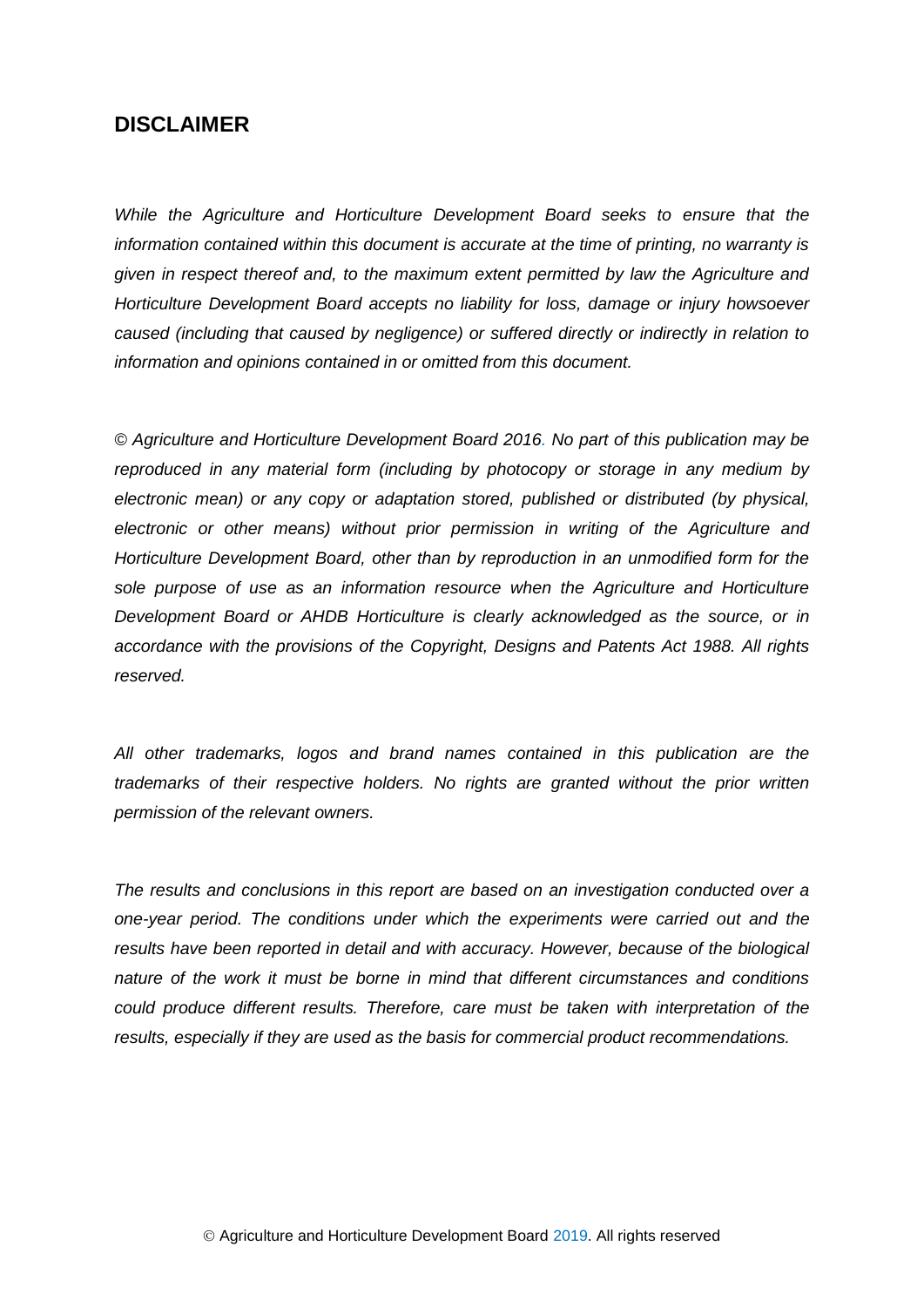## DISCLAIMER

*While the Agriculture and Horticulture Development Board seeks to ensure that the information contained within this document is accurate at the time of printing, no warranty is given in respect thereof and, to the maximum extent permitted by law the Agriculture and Horticulture Development Board accepts no liability for loss, damage or injury howsoever caused (including that caused by negligence) or suffered directly or indirectly in relation to information and opinions contained in or omitted from this document.*

*© Agriculture and Horticulture Development Board 2016. No part of this publication may be reproduced in any material form (including by photocopy or storage in any medium by electronic mean) or any copy or adaptation stored, published or distributed (by physical, electronic or other means) without prior permission in writing of the Agriculture and Horticulture Development Board, other than by reproduction in an unmodified form for the sole purpose of use as an information resource when the Agriculture and Horticulture Development Board or AHDB Horticulture is clearly acknowledged as the source, or in accordance with the provisions of the Copyright, Designs and Patents Act 1988. All rights reserved.*

*All other trademarks, logos and brand names contained in this publication are the trademarks of their respective holders. No rights are granted without the prior written permission of the relevant owners.*

*The results and conclusions in this report are based on an investigation conducted over a one-year period. The conditions under which the experiments were carried out and the results have been reported in detail and with accuracy. However, because of the biological nature of the work it must be borne in mind that different circumstances and conditions could produce different results. Therefore, care must be taken with interpretation of the results, especially if they are used as the basis for commercial product recommendations.*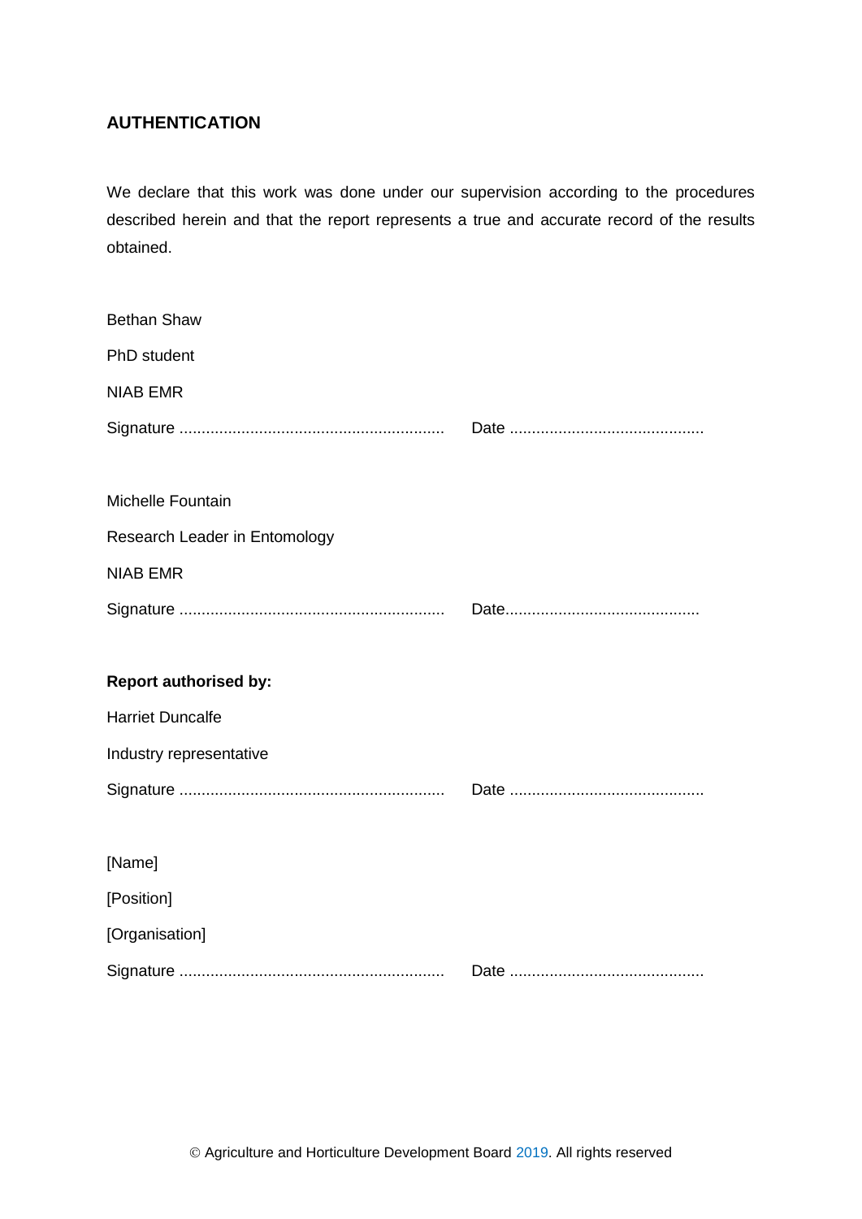## AUTHENTICATION

We declare that this work was done under our supervision according to the procedures described herein and that the report represents a true and accurate record of the results obtained.

Bethan Shaw

PhD student

NIAB EMR

Signature ............................................................ Date ............................................

Michelle Fountain

Research Leader in Entomology

NIAB EMR

Signature ............................................................ Date............................................

**Report authorised by:**

Harriet Duncalfe

Industry representative

Signature ............................................................ Date ............................................

[Name]

[Position]

[Organisation]

Signature ............................................................ Date ............................................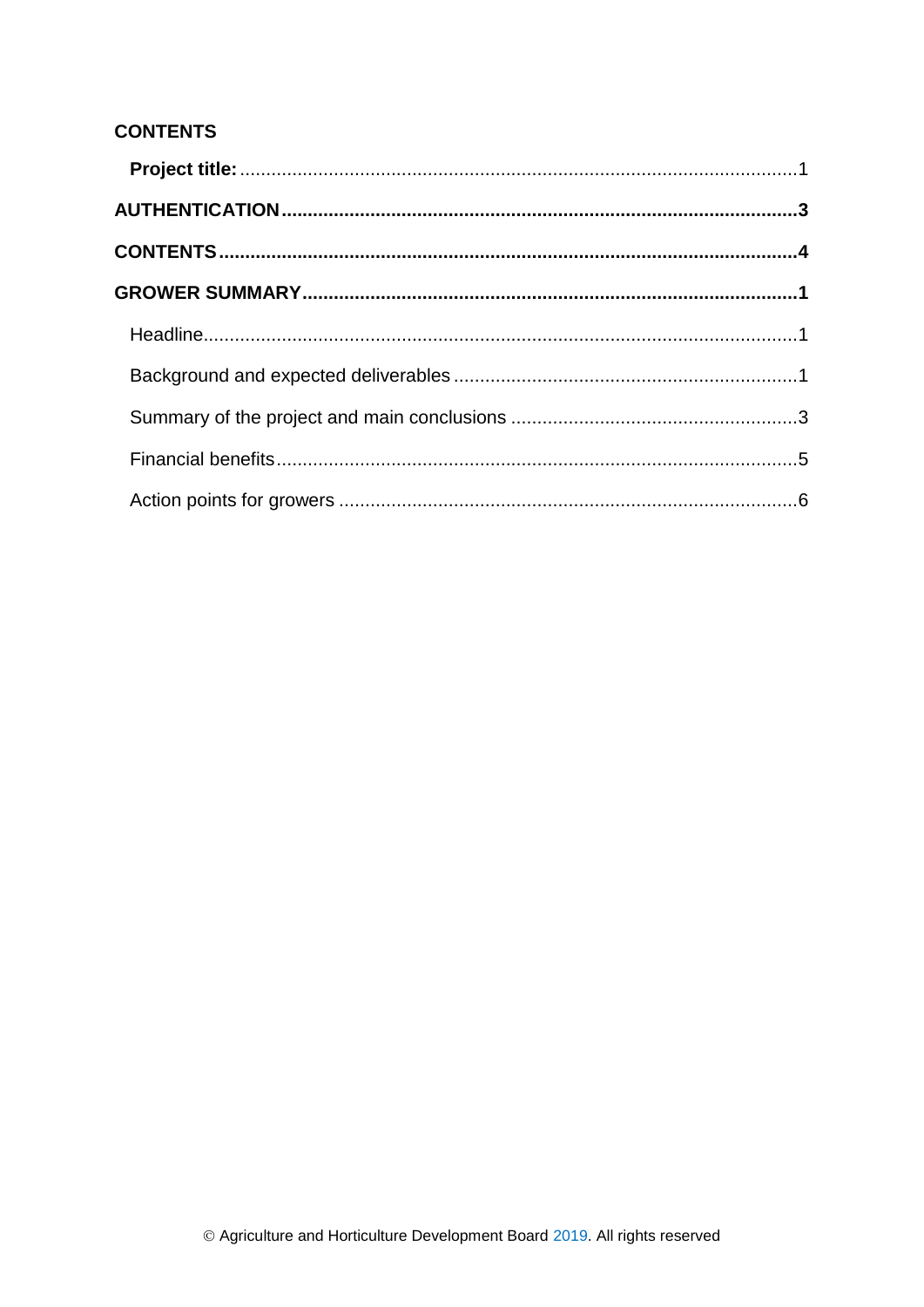**CONTENTS**

**Project title:** ........................................................................................................ 1

**AUTHENTICATION** ................................................................................................ 3

**CONTENTS** ............................................................................................................ 4

**GROWER SUMMARY** ............................................................................................ 1

Headline ................................................................................................................ 1

Background and expected deliverables ................................................................ 1

Summary of the project and main conclusions ...................................................... 3

Financial benefits .................................................................................................. 5

Action points for growers ...................................................................................... 6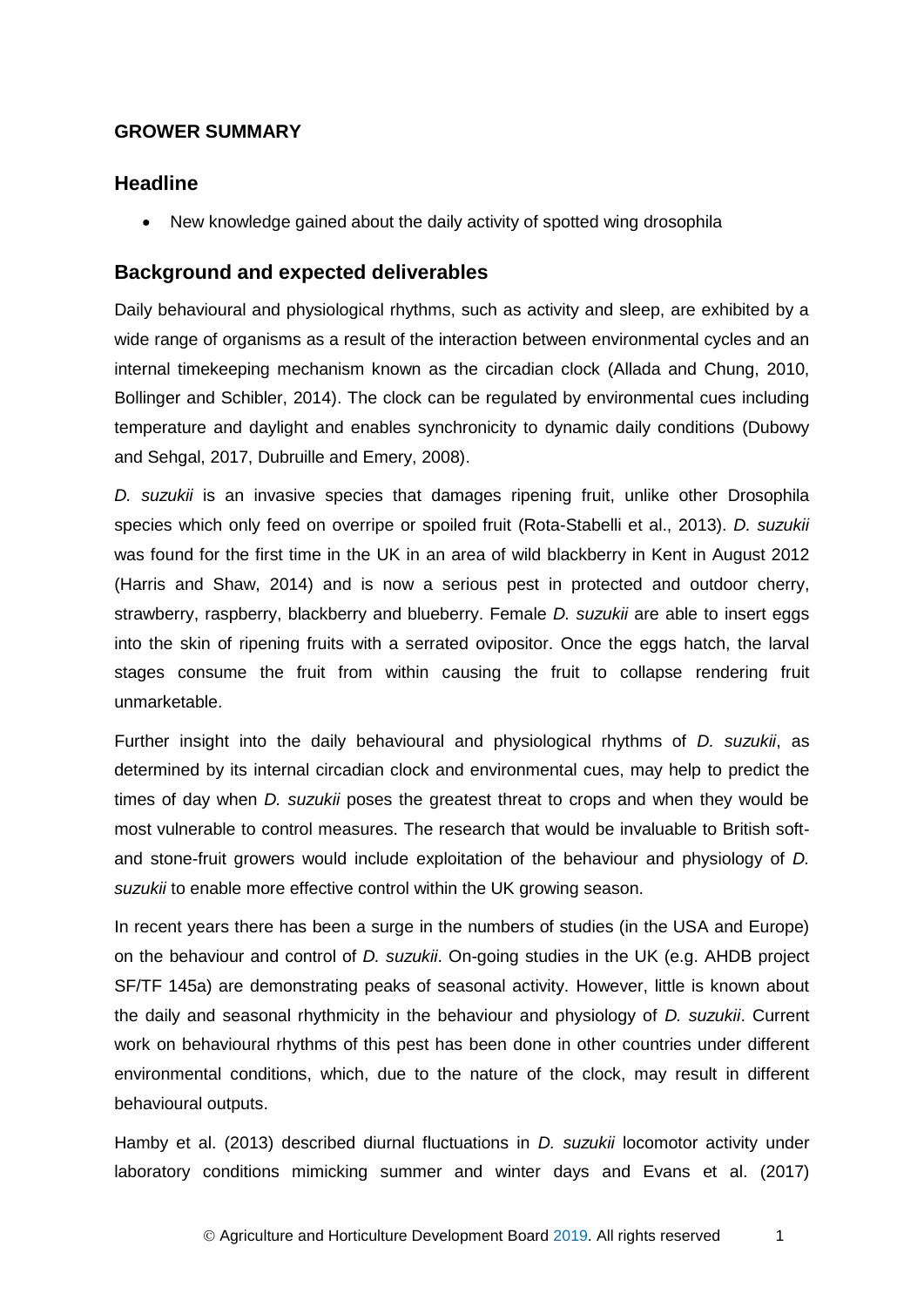**GROWER SUMMARY**

## Headline

- New knowledge gained about the daily activity of spotted wing drosophila

## Background and expected deliverables

Daily behavioural and physiological rhythms, such as activity and sleep, are exhibited by a wide range of organisms as a result of the interaction between environmental cycles and an internal timekeeping mechanism known as the circadian clock (Allada and Chung, 2010, Bollinger and Schibler, 2014). The clock can be regulated by environmental cues including temperature and daylight and enables synchronicity to dynamic daily conditions (Dubowy and Sehgal, 2017, Dubruille and Emery, 2008).

*D. suzukii* is an invasive species that damages ripening fruit, unlike other Drosophila species which only feed on overripe or spoiled fruit (Rota-Stabelli et al., 2013). *D. suzukii* was found for the first time in the UK in an area of wild blackberry in Kent in August 2012 (Harris and Shaw, 2014) and is now a serious pest in protected and outdoor cherry, strawberry, raspberry, blackberry and blueberry. Female *D. suzukii* are able to insert eggs into the skin of ripening fruits with a serrated ovipositor. Once the eggs hatch, the larval stages consume the fruit from within causing the fruit to collapse rendering fruit unmarketable.

Further insight into the daily behavioural and physiological rhythms of *D. suzukii*, as determined by its internal circadian clock and environmental cues, may help to predict the times of day when *D. suzukii* poses the greatest threat to crops and when they would be most vulnerable to control measures. The research that would be invaluable to British soft- and stone-fruit growers would include exploitation of the behaviour and physiology of *D. suzukii* to enable more effective control within the UK growing season.

In recent years there has been a surge in the numbers of studies (in the USA and Europe) on the behaviour and control of *D. suzukii*. On-going studies in the UK (e.g. AHDB project SF/TF 145a) are demonstrating peaks of seasonal activity. However, little is known about the daily and seasonal rhythmicity in the behaviour and physiology of *D. suzukii*. Current work on behavioural rhythms of this pest has been done in other countries under different environmental conditions, which, due to the nature of the clock, may result in different behavioural outputs.

Hamby et al. (2013) described diurnal fluctuations in *D. suzukii* locomotor activity under laboratory conditions mimicking summer and winter days and Evans et al. (2017)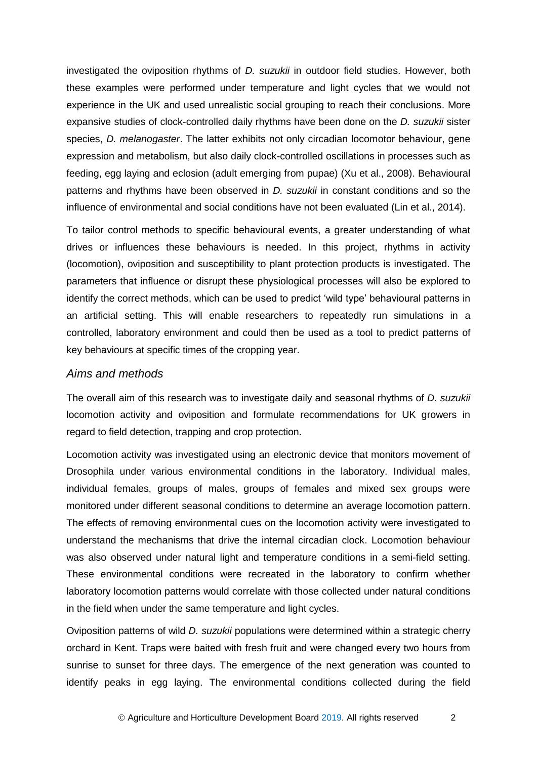investigated the oviposition rhythms of *D. suzukii* in outdoor field studies. However, both these examples were performed under temperature and light cycles that we would not experience in the UK and used unrealistic social grouping to reach their conclusions. More expansive studies of clock-controlled daily rhythms have been done on the *D. suzukii* sister species, *D. melanogaster*. The latter exhibits not only circadian locomotor behaviour, gene expression and metabolism, but also daily clock-controlled oscillations in processes such as feeding, egg laying and eclosion (adult emerging from pupae) (Xu et al., 2008). Behavioural patterns and rhythms have been observed in *D. suzukii* in constant conditions and so the influence of environmental and social conditions have not been evaluated (Lin et al., 2014).

To tailor control methods to specific behavioural events, a greater understanding of what drives or influences these behaviours is needed. In this project, rhythms in activity (locomotion), oviposition and susceptibility to plant protection products is investigated. The parameters that influence or disrupt these physiological processes will also be explored to identify the correct methods, which can be used to predict 'wild type' behavioural patterns in an artificial setting. This will enable researchers to repeatedly run simulations in a controlled, laboratory environment and could then be used as a tool to predict patterns of key behaviours at specific times of the cropping year.

### *Aims and methods*

The overall aim of this research was to investigate daily and seasonal rhythms of *D. suzukii* locomotion activity and oviposition and formulate recommendations for UK growers in regard to field detection, trapping and crop protection.

Locomotion activity was investigated using an electronic device that monitors movement of Drosophila under various environmental conditions in the laboratory. Individual males, individual females, groups of males, groups of females and mixed sex groups were monitored under different seasonal conditions to determine an average locomotion pattern. The effects of removing environmental cues on the locomotion activity were investigated to understand the mechanisms that drive the internal circadian clock. Locomotion behaviour was also observed under natural light and temperature conditions in a semi-field setting. These environmental conditions were recreated in the laboratory to confirm whether laboratory locomotion patterns would correlate with those collected under natural conditions in the field when under the same temperature and light cycles.

Oviposition patterns of wild *D. suzukii* populations were determined within a strategic cherry orchard in Kent. Traps were baited with fresh fruit and were changed every two hours from sunrise to sunset for three days. The emergence of the next generation was counted to identify peaks in egg laying. The environmental conditions collected during the field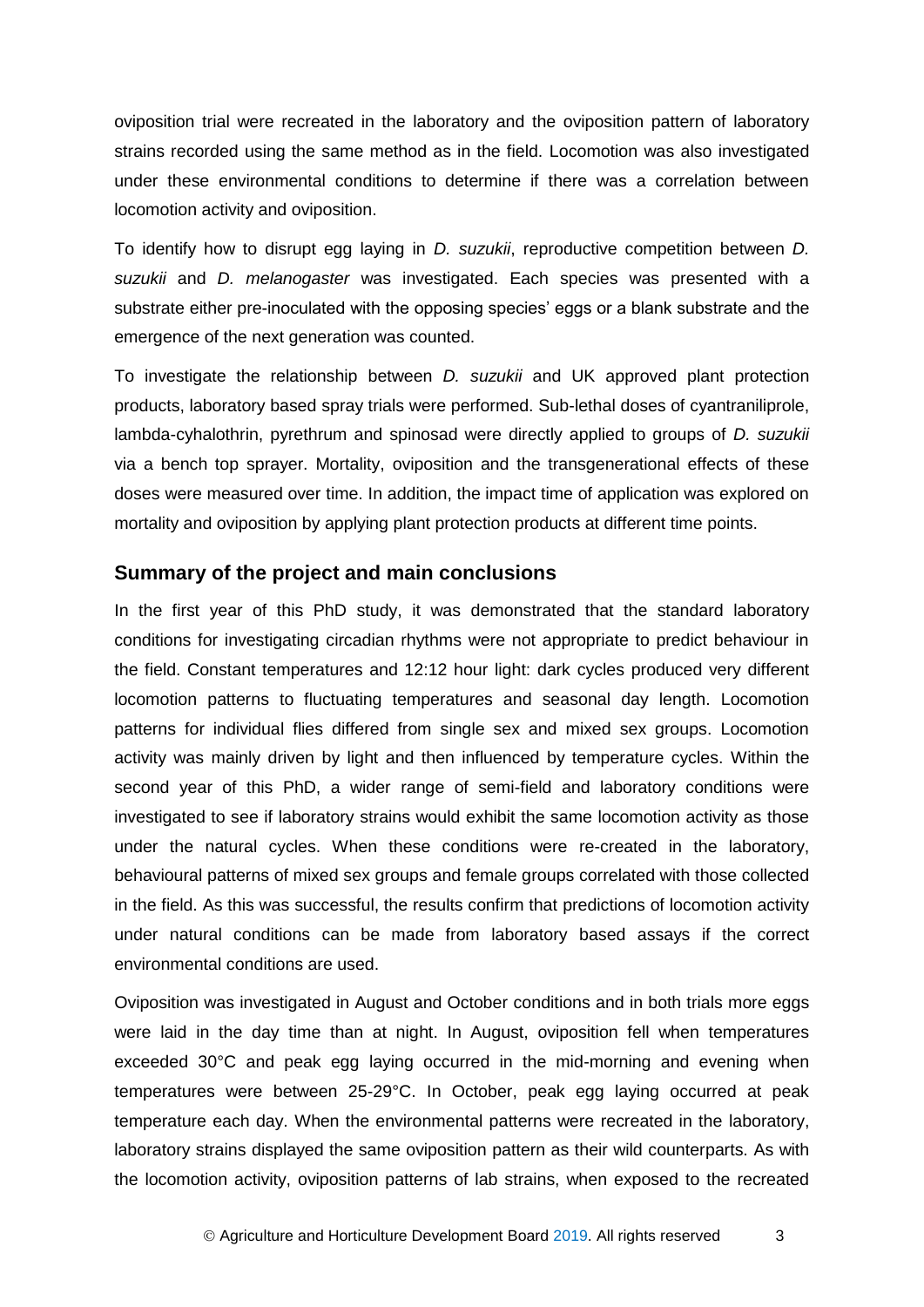oviposition trial were recreated in the laboratory and the oviposition pattern of laboratory strains recorded using the same method as in the field. Locomotion was also investigated under these environmental conditions to determine if there was a correlation between locomotion activity and oviposition.

To identify how to disrupt egg laying in *D. suzukii*, reproductive competition between *D. suzukii* and *D. melanogaster* was investigated. Each species was presented with a substrate either pre-inoculated with the opposing species' eggs or a blank substrate and the emergence of the next generation was counted.

To investigate the relationship between *D. suzukii* and UK approved plant protection products, laboratory based spray trials were performed. Sub-lethal doses of cyantraniliprole, lambda-cyhalothrin, pyrethrum and spinosad were directly applied to groups of *D. suzukii* via a bench top sprayer. Mortality, oviposition and the transgenerational effects of these doses were measured over time. In addition, the impact time of application was explored on mortality and oviposition by applying plant protection products at different time points.

## Summary of the project and main conclusions

In the first year of this PhD study, it was demonstrated that the standard laboratory conditions for investigating circadian rhythms were not appropriate to predict behaviour in the field. Constant temperatures and 12:12 hour light: dark cycles produced very different locomotion patterns to fluctuating temperatures and seasonal day length. Locomotion patterns for individual flies differed from single sex and mixed sex groups. Locomotion activity was mainly driven by light and then influenced by temperature cycles. Within the second year of this PhD, a wider range of semi-field and laboratory conditions were investigated to see if laboratory strains would exhibit the same locomotion activity as those under the natural cycles. When these conditions were re-created in the laboratory, behavioural patterns of mixed sex groups and female groups correlated with those collected in the field. As this was successful, the results confirm that predictions of locomotion activity under natural conditions can be made from laboratory based assays if the correct environmental conditions are used.

Oviposition was investigated in August and October conditions and in both trials more eggs were laid in the day time than at night. In August, oviposition fell when temperatures exceeded 30°C and peak egg laying occurred in the mid-morning and evening when temperatures were between 25-29°C. In October, peak egg laying occurred at peak temperature each day. When the environmental patterns were recreated in the laboratory, laboratory strains displayed the same oviposition pattern as their wild counterparts. As with the locomotion activity, oviposition patterns of lab strains, when exposed to the recreated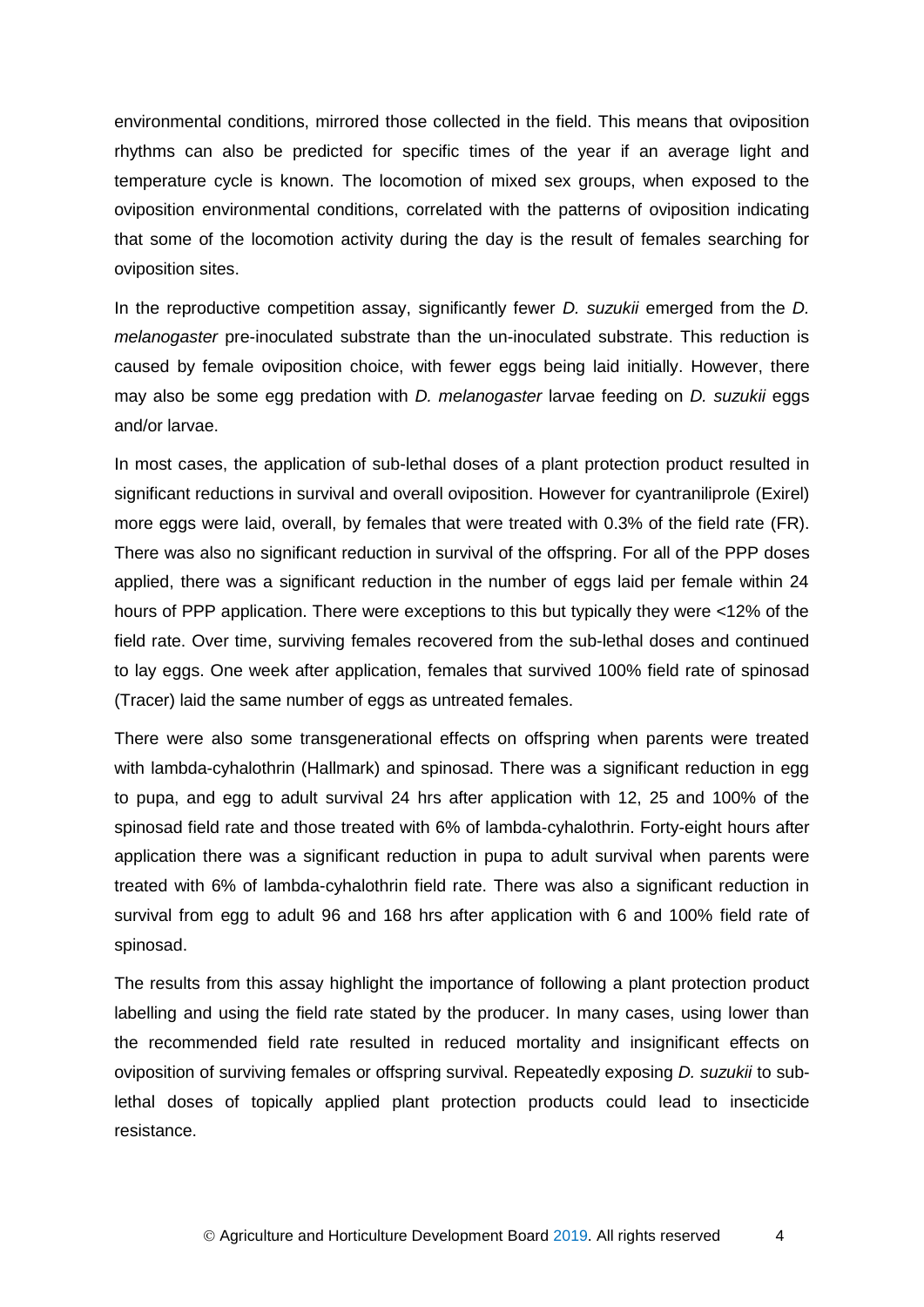environmental conditions, mirrored those collected in the field. This means that oviposition rhythms can also be predicted for specific times of the year if an average light and temperature cycle is known. The locomotion of mixed sex groups, when exposed to the oviposition environmental conditions, correlated with the patterns of oviposition indicating that some of the locomotion activity during the day is the result of females searching for oviposition sites.

In the reproductive competition assay, significantly fewer *D. suzukii* emerged from the *D. melanogaster* pre-inoculated substrate than the un-inoculated substrate. This reduction is caused by female oviposition choice, with fewer eggs being laid initially. However, there may also be some egg predation with *D. melanogaster* larvae feeding on *D. suzukii* eggs and/or larvae.

In most cases, the application of sub-lethal doses of a plant protection product resulted in significant reductions in survival and overall oviposition. However for cyantraniliprole (Exirel) more eggs were laid, overall, by females that were treated with 0.3% of the field rate (FR). There was also no significant reduction in survival of the offspring. For all of the PPP doses applied, there was a significant reduction in the number of eggs laid per female within 24 hours of PPP application. There were exceptions to this but typically they were <12% of the field rate. Over time, surviving females recovered from the sub-lethal doses and continued to lay eggs. One week after application, females that survived 100% field rate of spinosad (Tracer) laid the same number of eggs as untreated females.

There were also some transgenerational effects on offspring when parents were treated with lambda-cyhalothrin (Hallmark) and spinosad. There was a significant reduction in egg to pupa, and egg to adult survival 24 hrs after application with 12, 25 and 100% of the spinosad field rate and those treated with 6% of lambda-cyhalothrin. Forty-eight hours after application there was a significant reduction in pupa to adult survival when parents were treated with 6% of lambda-cyhalothrin field rate. There was also a significant reduction in survival from egg to adult 96 and 168 hrs after application with 6 and 100% field rate of spinosad.

The results from this assay highlight the importance of following a plant protection product labelling and using the field rate stated by the producer. In many cases, using lower than the recommended field rate resulted in reduced mortality and insignificant effects on oviposition of surviving females or offspring survival. Repeatedly exposing *D. suzukii* to sub-lethal doses of topically applied plant protection products could lead to insecticide resistance.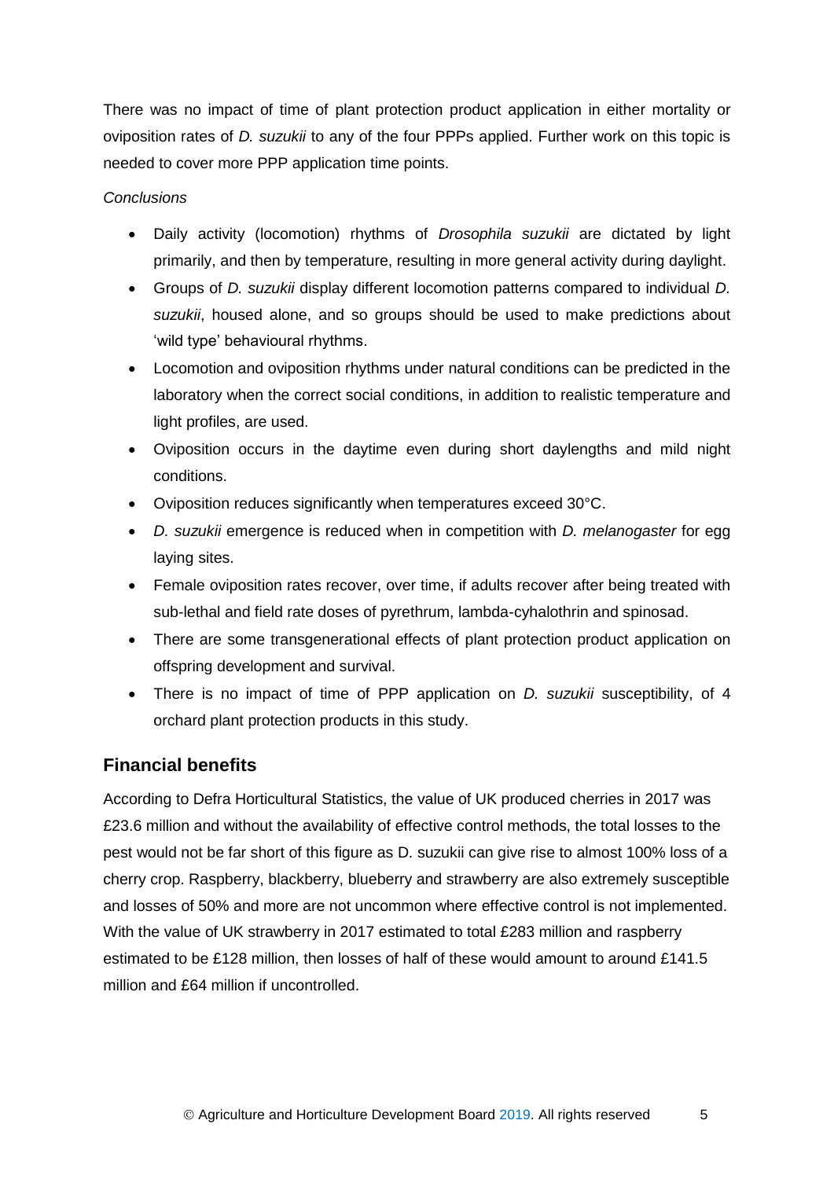There was no impact of time of plant protection product application in either mortality or oviposition rates of *D. suzukii* to any of the four PPPs applied. Further work on this topic is needed to cover more PPP application time points.

*Conclusions*

- Daily activity (locomotion) rhythms of *Drosophila suzukii* are dictated by light primarily, and then by temperature, resulting in more general activity during daylight.
- Groups of *D. suzukii* display different locomotion patterns compared to individual *D. suzukii*, housed alone, and so groups should be used to make predictions about 'wild type' behavioural rhythms.
- Locomotion and oviposition rhythms under natural conditions can be predicted in the laboratory when the correct social conditions, in addition to realistic temperature and light profiles, are used.
- Oviposition occurs in the daytime even during short daylengths and mild night conditions.
- Oviposition reduces significantly when temperatures exceed 30°C.
- *D. suzukii* emergence is reduced when in competition with *D. melanogaster* for egg laying sites.
- Female oviposition rates recover, over time, if adults recover after being treated with sub-lethal and field rate doses of pyrethrum, lambda-cyhalothrin and spinosad.
- There are some transgenerational effects of plant protection product application on offspring development and survival.
- There is no impact of time of PPP application on *D. suzukii* susceptibility, of 4 orchard plant protection products in this study.

## Financial benefits

According to Defra Horticultural Statistics, the value of UK produced cherries in 2017 was £23.6 million and without the availability of effective control methods, the total losses to the pest would not be far short of this figure as D. suzukii can give rise to almost 100% loss of a cherry crop. Raspberry, blackberry, blueberry and strawberry are also extremely susceptible and losses of 50% and more are not uncommon where effective control is not implemented. With the value of UK strawberry in 2017 estimated to total £283 million and raspberry estimated to be £128 million, then losses of half of these would amount to around £141.5 million and £64 million if uncontrolled.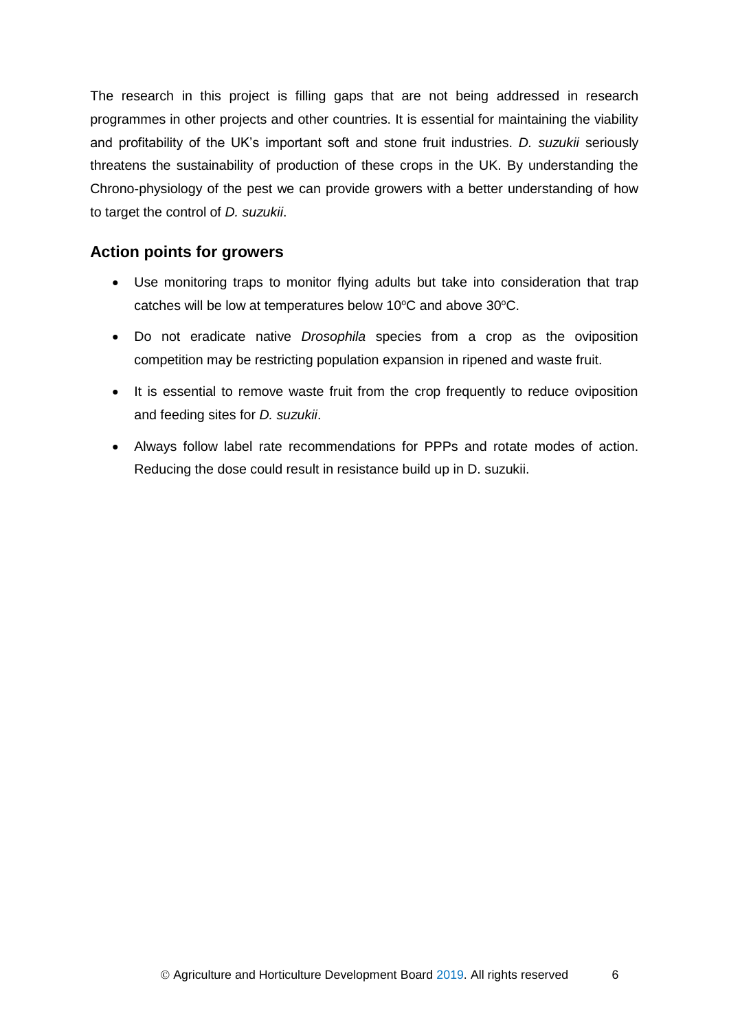The research in this project is filling gaps that are not being addressed in research programmes in other projects and other countries. It is essential for maintaining the viability and profitability of the UK's important soft and stone fruit industries. *D. suzukii* seriously threatens the sustainability of production of these crops in the UK. By understanding the Chrono-physiology of the pest we can provide growers with a better understanding of how to target the control of *D. suzukii*.

## Action points for growers

- Use monitoring traps to monitor flying adults but take into consideration that trap catches will be low at temperatures below 10ºC and above 30ºC.
- Do not eradicate native *Drosophila* species from a crop as the oviposition competition may be restricting population expansion in ripened and waste fruit.
- It is essential to remove waste fruit from the crop frequently to reduce oviposition and feeding sites for *D. suzukii*.
- Always follow label rate recommendations for PPPs and rotate modes of action. Reducing the dose could result in resistance build up in D. suzukii.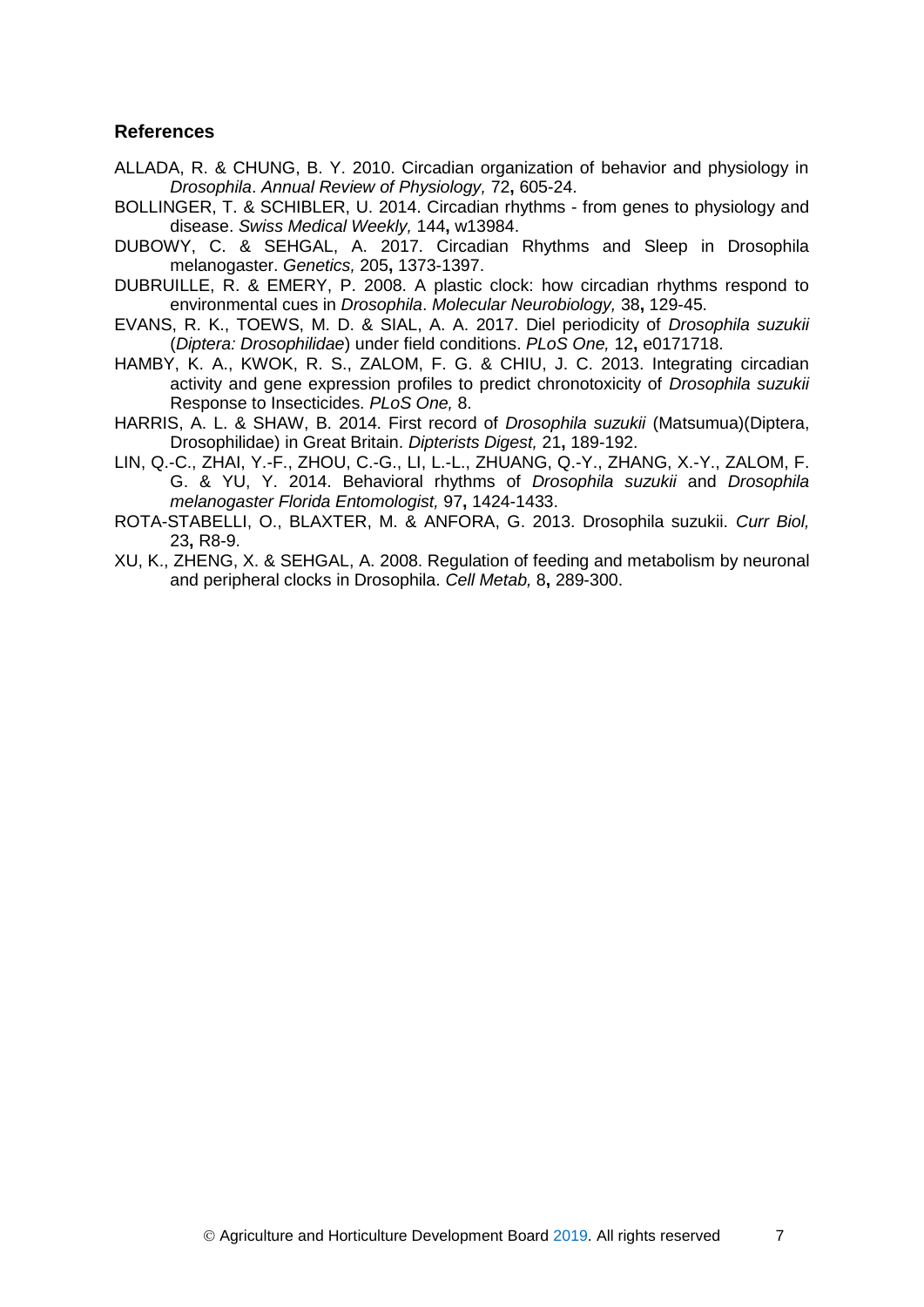## References

ALLADA, R. & CHUNG, B. Y. 2010. Circadian organization of behavior and physiology in *Drosophila*. *Annual Review of Physiology,* 72**,** 605-24.

BOLLINGER, T. & SCHIBLER, U. 2014. Circadian rhythms - from genes to physiology and disease. *Swiss Medical Weekly,* 144**,** w13984.

DUBOWY, C. & SEHGAL, A. 2017. Circadian Rhythms and Sleep in Drosophila melanogaster. *Genetics,* 205**,** 1373-1397.

DUBRUILLE, R. & EMERY, P. 2008. A plastic clock: how circadian rhythms respond to environmental cues in *Drosophila*. *Molecular Neurobiology,* 38**,** 129-45.

EVANS, R. K., TOEWS, M. D. & SIAL, A. A. 2017. Diel periodicity of *Drosophila suzukii* (*Diptera: Drosophilidae*) under field conditions. *PLoS One,* 12**,** e0171718.

HAMBY, K. A., KWOK, R. S., ZALOM, F. G. & CHIU, J. C. 2013. Integrating circadian activity and gene expression profiles to predict chronotoxicity of *Drosophila suzukii* Response to Insecticides. *PLoS One,* 8.

HARRIS, A. L. & SHAW, B. 2014. First record of *Drosophila suzukii* (Matsumua)(Diptera, Drosophilidae) in Great Britain. *Dipterists Digest,* 21**,** 189-192.

LIN, Q.-C., ZHAI, Y.-F., ZHOU, C.-G., LI, L.-L., ZHUANG, Q.-Y., ZHANG, X.-Y., ZALOM, F. G. & YU, Y. 2014. Behavioral rhythms of *Drosophila suzukii* and *Drosophila melanogaster Florida Entomologist,* 97**,** 1424-1433.

ROTA-STABELLI, O., BLAXTER, M. & ANFORA, G. 2013. Drosophila suzukii. *Curr Biol,* 23**,** R8-9.

XU, K., ZHENG, X. & SEHGAL, A. 2008. Regulation of feeding and metabolism by neuronal and peripheral clocks in Drosophila. *Cell Metab,* 8**,** 289-300.